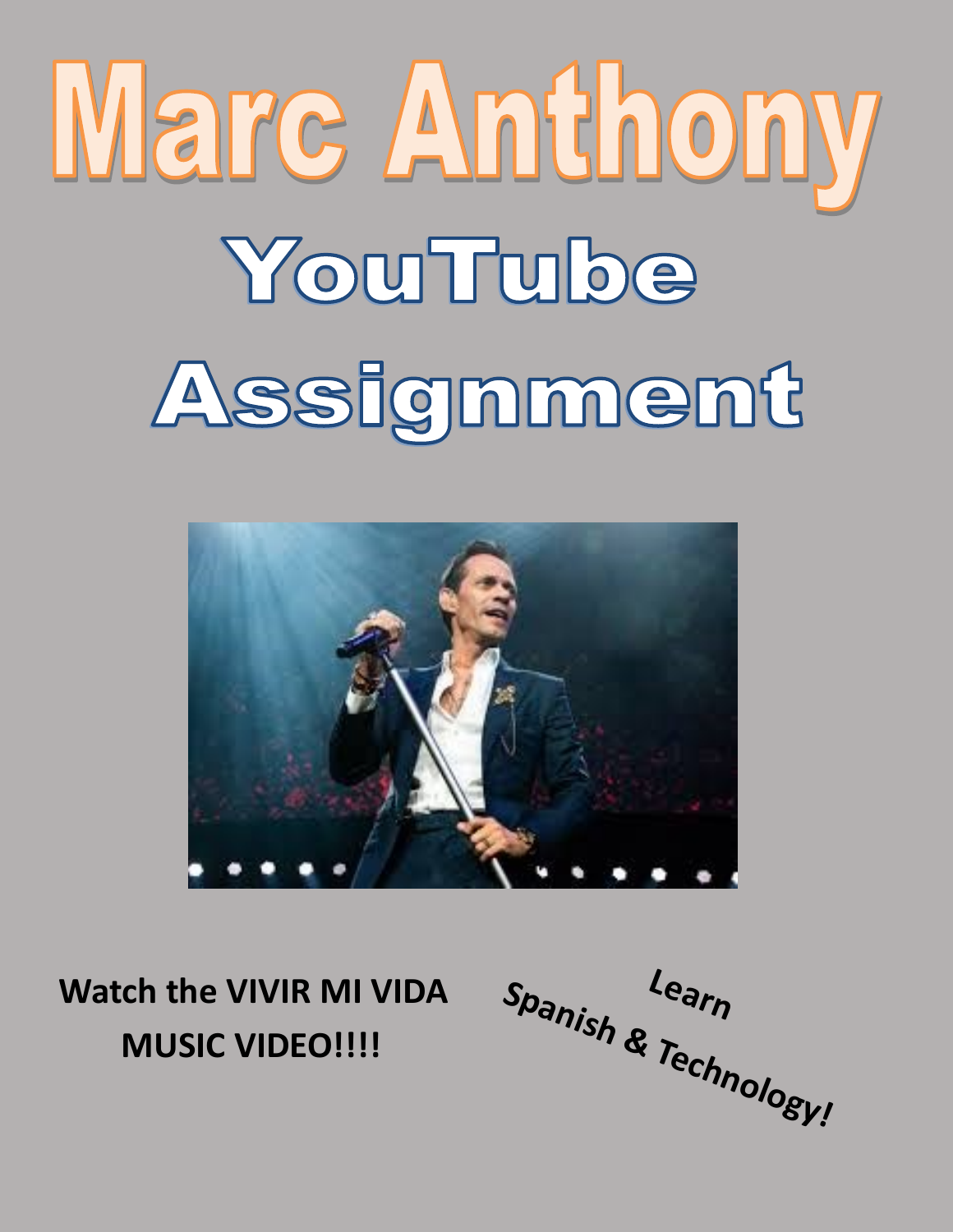# Marc Anthony

# YouTube Assignment

**Watch the VIVIR MI VIDA MUSIC VIDEO!!!!**

**Learn Spanish & Technology!**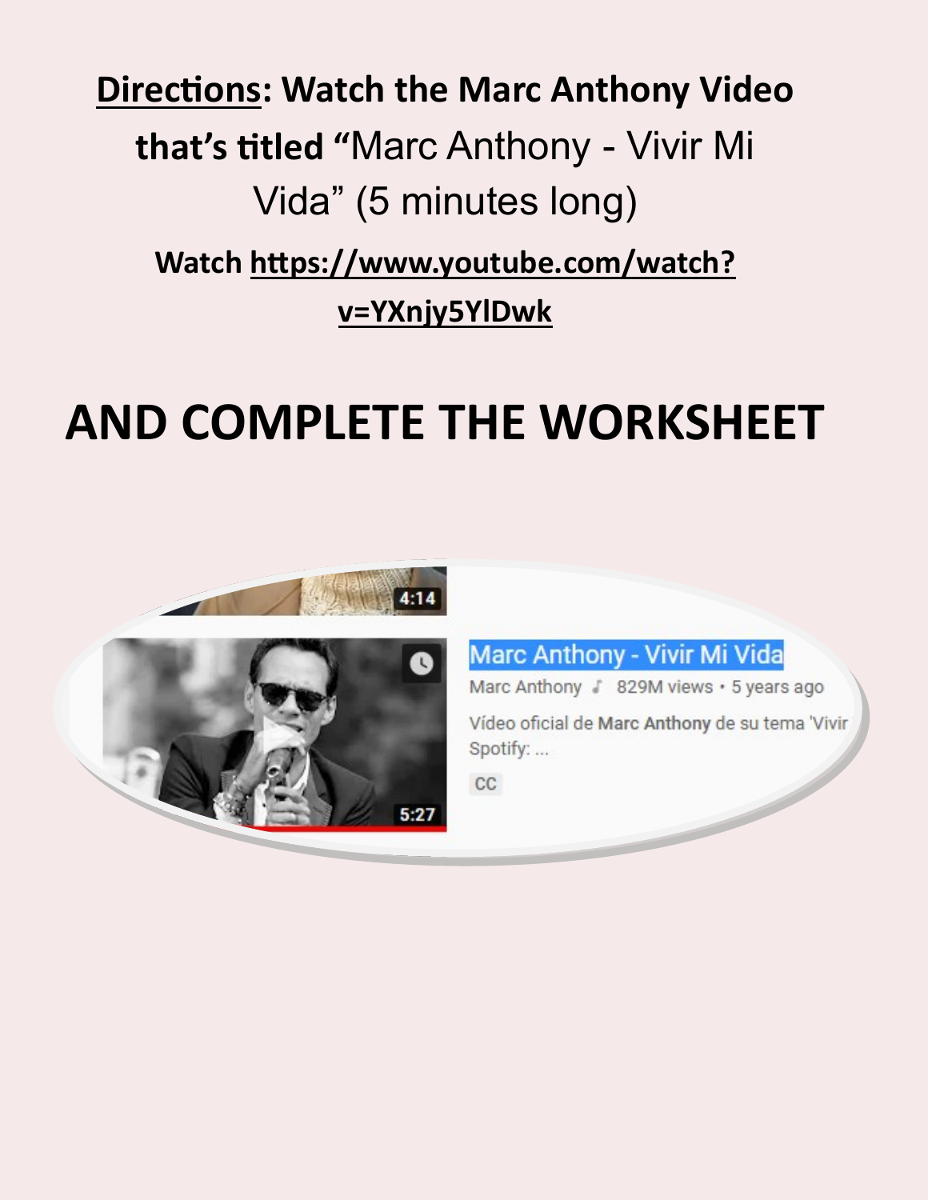**<u>Directions</u>: Watch the Marc Anthony Video that's titled "**Marc Anthony - Vivir Mi Vida" (5 minutes long)

**Watch <u>https://www.youtube.com/watch?v=YXnjy5YlDwk</u>**

# AND COMPLETE THE WORKSHEET

4:14

Marc Anthony - Vivir Mi Vida

Marc Anthony ♪ 829M views • 5 years ago

Vídeo oficial de **Marc Anthony** de su tema 'Vivir Spotify: ...

CC

5:27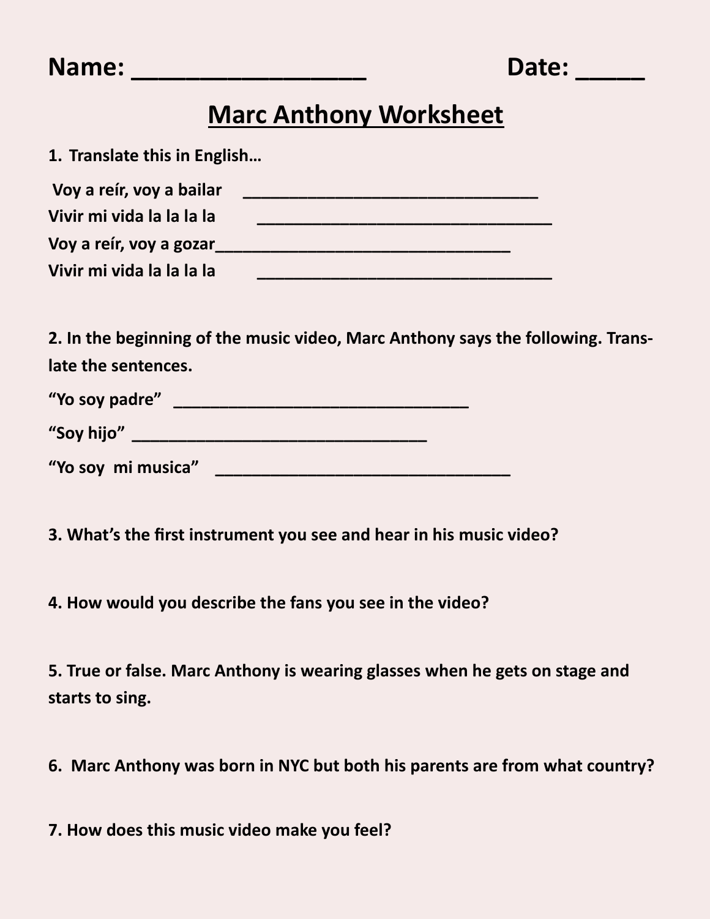**Name: _________________ Date: _____**

# Marc Anthony Worksheet

**1. Translate this in English…**

**Voy a reír, voy a bailar** _______________________________

**Vivir mi vida la la la la** _______________________________

**Voy a reír, voy a gozar**_______________________________

**Vivir mi vida la la la la** _______________________________

**2. In the beginning of the music video, Marc Anthony says the following. Translate the sentences.**

**"Yo soy padre"** _______________________________

**"Soy hijo"** _______________________________

**"Yo soy mi musica"** _______________________________

**3. What's the first instrument you see and hear in his music video?**

**4. How would you describe the fans you see in the video?**

**5. True or false. Marc Anthony is wearing glasses when he gets on stage and starts to sing.**

**6. Marc Anthony was born in NYC but both his parents are from what country?**

**7. How does this music video make you feel?**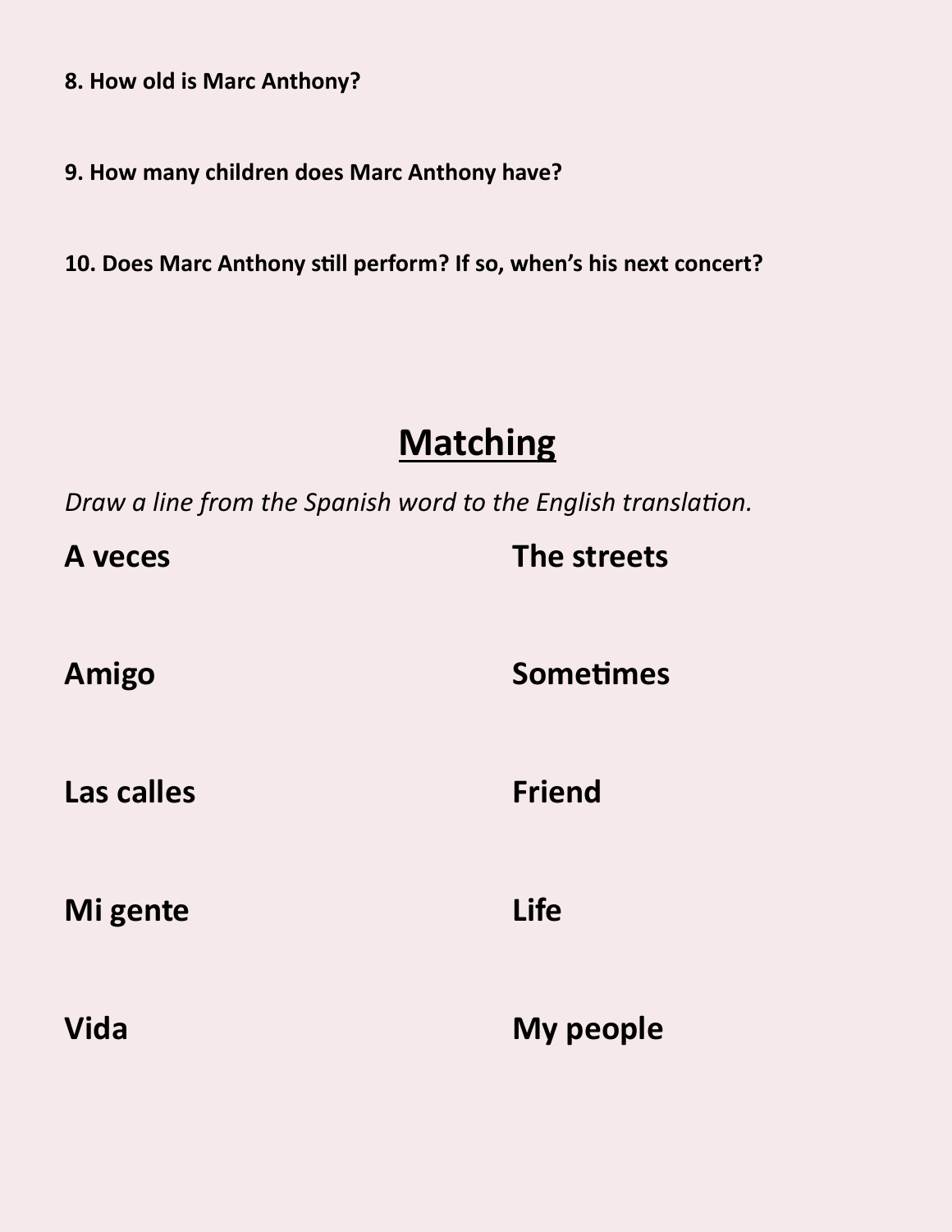**8. How old is Marc Anthony?**

**9. How many children does Marc Anthony have?**

**10. Does Marc Anthony still perform? If so, when's his next concert?**

## Matching

*Draw a line from the Spanish word to the English translation.*

| | |
|---|---|
| **A veces** | **The streets** |
| **Amigo** | **Sometimes** |
| **Las calles** | **Friend** |
| **Mi gente** | **Life** |
| **Vida** | **My people** |